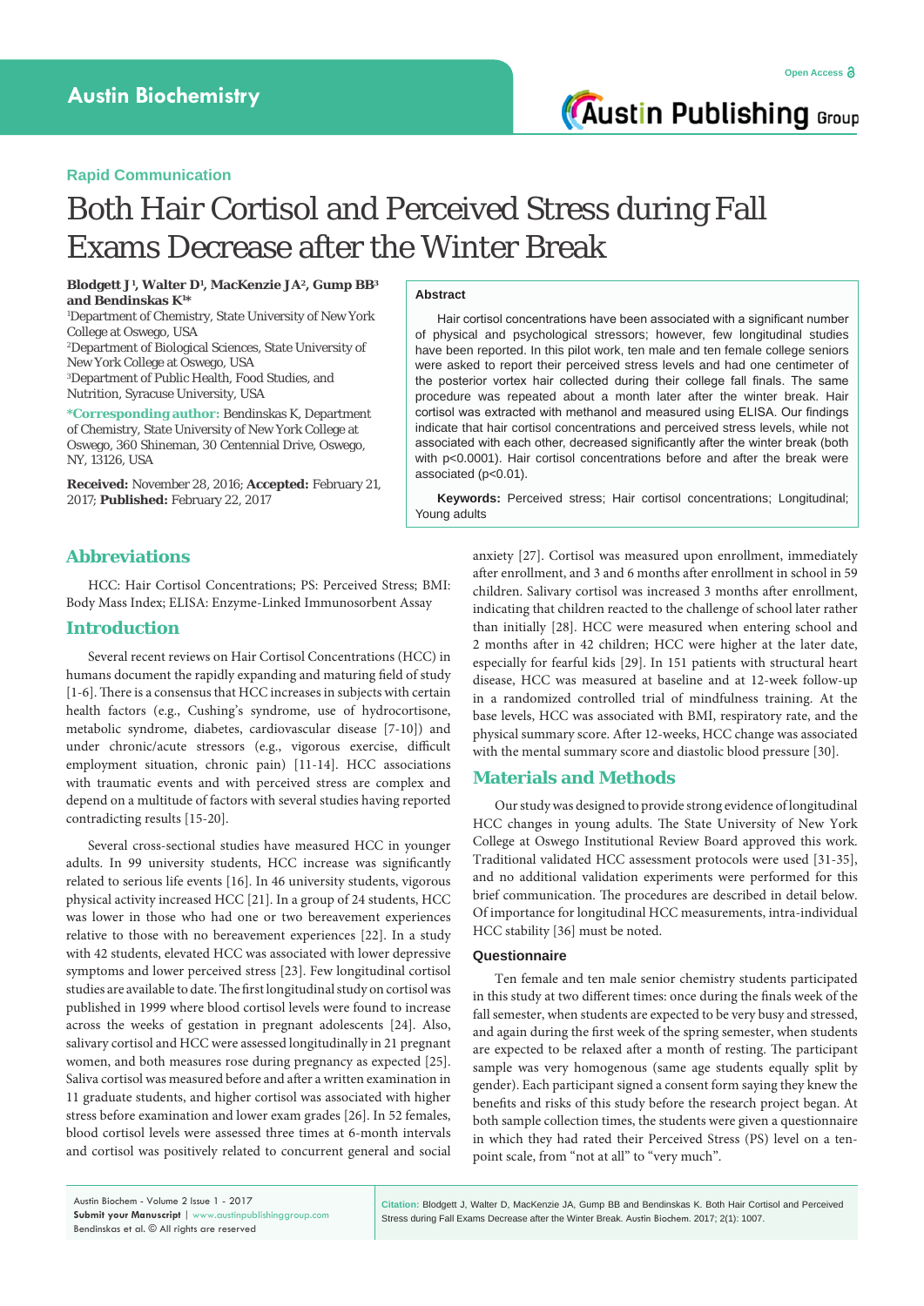Rapid Communication

# Both Hair Cortisol and Perceived Stress during Fall Exams Decrease after the Winter Break

**Blodgett J[1], Walter D[1], MacKenzie JA[2], Gump BB[3] and Bendinskas K[1]***

[1]Department of Chemistry, State University of New York College at Oswego, USA

[2]Department of Biological Sciences, State University of New York College at Oswego, USA

[3]Department of Public Health, Food Studies, and Nutrition, Syracuse University, USA

***Corresponding author:** Bendinskas K, Department of Chemistry, State University of New York College at Oswego, 360 Shineman, 30 Centennial Drive, Oswego, NY, 13126, USA

**Received:** November 28, 2016; **Accepted:** February 21, 2017; **Published:** February 22, 2017

## Abstract

Hair cortisol concentrations have been associated with a significant number of physical and psychological stressors; however, few longitudinal studies have been reported. In this pilot work, ten male and ten female college seniors were asked to report their perceived stress levels and had one centimeter of the posterior vortex hair collected during their college fall finals. The same procedure was repeated about a month later after the winter break. Hair cortisol was extracted with methanol and measured using ELISA. Our findings indicate that hair cortisol concentrations and perceived stress levels, while not associated with each other, decreased significantly after the winter break (both with $p<0.0001$). Hair cortisol concentrations before and after the break were associated ($p<0.01$).

**Keywords:** Perceived stress; Hair cortisol concentrations; Longitudinal; Young adults

## Abbreviations

HCC: Hair Cortisol Concentrations; PS: Perceived Stress; BMI: Body Mass Index; ELISA: Enzyme-Linked Immunosorbent Assay

## Introduction

Several recent reviews on Hair Cortisol Concentrations (HCC) in humans document the rapidly expanding and maturing field of study [1-6]. There is a consensus that HCC increases in subjects with certain health factors (e.g., Cushing's syndrome, use of hydrocortisone, metabolic syndrome, diabetes, cardiovascular disease [7-10]) and under chronic/acute stressors (e.g., vigorous exercise, difficult employment situation, chronic pain) [11-14]. HCC associations with traumatic events and with perceived stress are complex and depend on a multitude of factors with several studies having reported contradicting results [15-20].

Several cross-sectional studies have measured HCC in younger adults. In 99 university students, HCC increase was significantly related to serious life events [16]. In 46 university students, vigorous physical activity increased HCC [21]. In a group of 24 students, HCC was lower in those who had one or two bereavement experiences relative to those with no bereavement experiences [22]. In a study with 42 students, elevated HCC was associated with lower depressive symptoms and lower perceived stress [23]. Few longitudinal cortisol studies are available to date. The first longitudinal study on cortisol was published in 1999 where blood cortisol levels were found to increase across the weeks of gestation in pregnant adolescents [24]. Also, salivary cortisol and HCC were assessed longitudinally in 21 pregnant women, and both measures rose during pregnancy as expected [25]. Saliva cortisol was measured before and after a written examination in 11 graduate students, and higher cortisol was associated with higher stress before examination and lower exam grades [26]. In 52 females, blood cortisol levels were assessed three times at 6-month intervals and cortisol was positively related to concurrent general and social anxiety [27]. Cortisol was measured upon enrollment, immediately after enrollment, and 3 and 6 months after enrollment in school in 59 children. Salivary cortisol was increased 3 months after enrollment, indicating that children reacted to the challenge of school later rather than initially [28]. HCC were measured when entering school and 2 months after in 42 children; HCC were higher at the later date, especially for fearful kids [29]. In 151 patients with structural heart disease, HCC was measured at baseline and at 12-week follow-up in a randomized controlled trial of mindfulness training. At the base levels, HCC was associated with BMI, respiratory rate, and the physical summary score. After 12-weeks, HCC change was associated with the mental summary score and diastolic blood pressure [30].

## Materials and Methods

Our study was designed to provide strong evidence of longitudinal HCC changes in young adults. The State University of New York College at Oswego Institutional Review Board approved this work. Traditional validated HCC assessment protocols were used [31-35], and no additional validation experiments were performed for this brief communication. The procedures are described in detail below. Of importance for longitudinal HCC measurements, intra-individual HCC stability [36] must be noted.

### Questionnaire

Ten female and ten male senior chemistry students participated in this study at two different times: once during the finals week of the fall semester, when students are expected to be very busy and stressed, and again during the first week of the spring semester, when students are expected to be relaxed after a month of resting. The participant sample was very homogenous (same age students equally split by gender). Each participant signed a consent form saying they knew the benefits and risks of this study before the research project began. At both sample collection times, the students were given a questionnaire in which they had rated their Perceived Stress (PS) level on a ten-point scale, from "not at all" to "very much".

**Citation:** Blodgett J, Walter D, MacKenzie JA, Gump BB and Bendinskas K. Both Hair Cortisol and Perceived Stress during Fall Exams Decrease after the Winter Break. Austin Biochem. 2017; 2(1): 1007.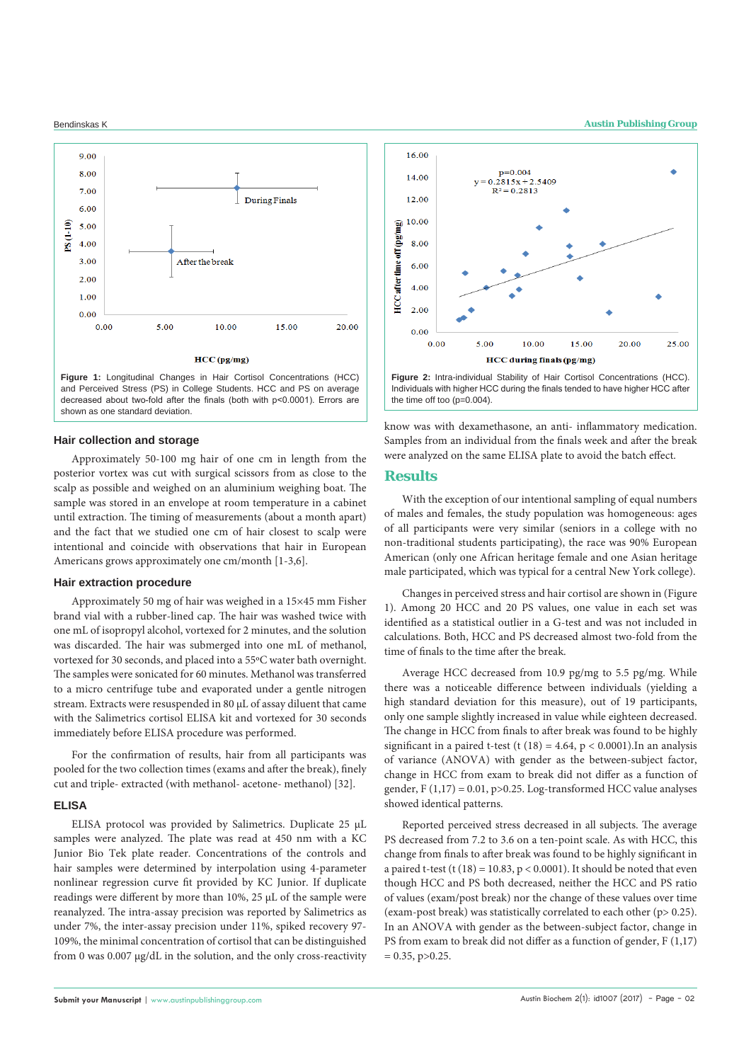Figure 1: Longitudinal Changes in Hair Cortisol Concentrations (HCC) and Perceived Stress (PS) in College Students. HCC and PS on average decreased about two-fold after the finals (both with p<0.0001). Errors are shown as one standard deviation.

Figure 2: Intra-individual Stability of Hair Cortisol Concentrations (HCC). Individuals with higher HCC during the finals tended to have higher HCC after the time off too (p=0.004).

### Hair collection and storage

Approximately 50-100 mg hair of one cm in length from the posterior vortex was cut with surgical scissors from as close to the scalp as possible and weighed on an aluminium weighing boat. The sample was stored in an envelope at room temperature in a cabinet until extraction. The timing of measurements (about a month apart) and the fact that we studied one cm of hair closest to scalp were intentional and coincide with observations that hair in European Americans grows approximately one cm/month [1-3,6].

### Hair extraction procedure

Approximately 50 mg of hair was weighed in a 15×45 mm Fisher brand vial with a rubber-lined cap. The hair was washed twice with one mL of isopropyl alcohol, vortexed for 2 minutes, and the solution was discarded. The hair was submerged into one mL of methanol, vortexed for 30 seconds, and placed into a 55ºC water bath overnight. The samples were sonicated for 60 minutes. Methanol was transferred to a micro centrifuge tube and evaporated under a gentle nitrogen stream. Extracts were resuspended in 80 µL of assay diluent that came with the Salimetrics cortisol ELISA kit and vortexed for 30 seconds immediately before ELISA procedure was performed.

For the confirmation of results, hair from all participants was pooled for the two collection times (exams and after the break), finely cut and triple- extracted (with methanol- acetone- methanol) [32].

### ELISA

ELISA protocol was provided by Salimetrics. Duplicate 25 µL samples were analyzed. The plate was read at 450 nm with a KC Junior Bio Tek plate reader. Concentrations of the controls and hair samples were determined by interpolation using 4-parameter nonlinear regression curve fit provided by KC Junior. If duplicate readings were different by more than 10%, 25 µL of the sample were reanalyzed. The intra-assay precision was reported by Salimetrics as under 7%, the inter-assay precision under 11%, spiked recovery 97-109%, the minimal concentration of cortisol that can be distinguished from 0 was 0.007 µg/dL in the solution, and the only cross-reactivity know was with dexamethasone, an anti- inflammatory medication. Samples from an individual from the finals week and after the break were analyzed on the same ELISA plate to avoid the batch effect.

## Results

With the exception of our intentional sampling of equal numbers of males and females, the study population was homogeneous: ages of all participants were very similar (seniors in a college with no non-traditional students participating), the race was 90% European American (only one African heritage female and one Asian heritage male participated, which was typical for a central New York college).

Changes in perceived stress and hair cortisol are shown in (Figure 1). Among 20 HCC and 20 PS values, one value in each set was identified as a statistical outlier in a G-test and was not included in calculations. Both, HCC and PS decreased almost two-fold from the time of finals to the time after the break.

Average HCC decreased from 10.9 pg/mg to 5.5 pg/mg. While there was a noticeable difference between individuals (yielding a high standard deviation for this measure), out of 19 participants, only one sample slightly increased in value while eighteen decreased. The change in HCC from finals to after break was found to be highly significant in a paired t-test ($t(18) = 4.64$, $p < 0.0001$).In an analysis of variance (ANOVA) with gender as the between-subject factor, change in HCC from exam to break did not differ as a function of gender, $F(1,17) = 0.01$, $p>0.25$. Log-transformed HCC value analyses showed identical patterns.

Reported perceived stress decreased in all subjects. The average PS decreased from 7.2 to 3.6 on a ten-point scale. As with HCC, this change from finals to after break was found to be highly significant in a paired t-test ($t(18) = 10.83$, $p < 0.0001$). It should be noted that even though HCC and PS both decreased, neither the HCC and PS ratio of values (exam/post break) nor the change of these values over time (exam-post break) was statistically correlated to each other ($p> 0.25$). In an ANOVA with gender as the between-subject factor, change in PS from exam to break did not differ as a function of gender, $F(1,17) = 0.35$, $p>0.25$.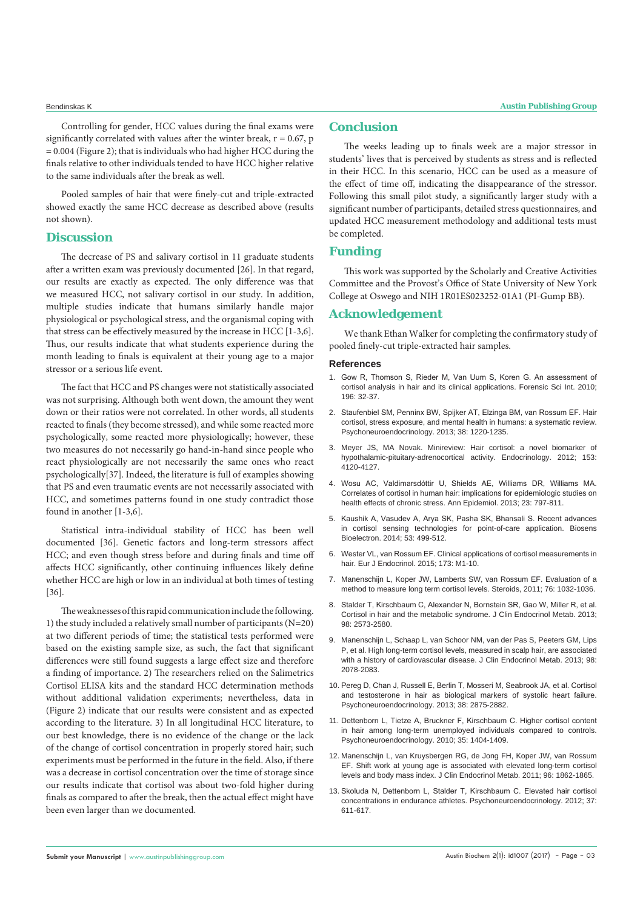Controlling for gender, HCC values during the final exams were significantly correlated with values after the winter break, $r = 0.67$, $p = 0.004$ (Figure 2); that is individuals who had higher HCC during the finals relative to other individuals tended to have HCC higher relative to the same individuals after the break as well.

Pooled samples of hair that were finely-cut and triple-extracted showed exactly the same HCC decrease as described above (results not shown).

## Discussion

The decrease of PS and salivary cortisol in 11 graduate students after a written exam was previously documented [26]. In that regard, our results are exactly as expected. The only difference was that we measured HCC, not salivary cortisol in our study. In addition, multiple studies indicate that humans similarly handle major physiological or psychological stress, and the organismal coping with that stress can be effectively measured by the increase in HCC [1-3,6]. Thus, our results indicate that what students experience during the month leading to finals is equivalent at their young age to a major stressor or a serious life event.

The fact that HCC and PS changes were not statistically associated was not surprising. Although both went down, the amount they went down or their ratios were not correlated. In other words, all students reacted to finals (they become stressed), and while some reacted more psychologically, some reacted more physiologically; however, these two measures do not necessarily go hand-in-hand since people who react physiologically are not necessarily the same ones who react psychologically[37]. Indeed, the literature is full of examples showing that PS and even traumatic events are not necessarily associated with HCC, and sometimes patterns found in one study contradict those found in another [1-3,6].

Statistical intra-individual stability of HCC has been well documented [36]. Genetic factors and long-term stressors affect HCC; and even though stress before and during finals and time off affects HCC significantly, other continuing influences likely define whether HCC are high or low in an individual at both times of testing [36].

The weaknesses of this rapid communication include the following. 1) the study included a relatively small number of participants (N=20) at two different periods of time; the statistical tests performed were based on the existing sample size, as such, the fact that significant differences were still found suggests a large effect size and therefore a finding of importance. 2) The researchers relied on the Salimetrics Cortisol ELISA kits and the standard HCC determination methods without additional validation experiments; nevertheless, data in (Figure 2) indicate that our results were consistent and as expected according to the literature. 3) In all longitudinal HCC literature, to our best knowledge, there is no evidence of the change or the lack of the change of cortisol concentration in properly stored hair; such experiments must be performed in the future in the field. Also, if there was a decrease in cortisol concentration over the time of storage since our results indicate that cortisol was about two-fold higher during finals as compared to after the break, then the actual effect might have been even larger than we documented.

## Conclusion

The weeks leading up to finals week are a major stressor in students' lives that is perceived by students as stress and is reflected in their HCC. In this scenario, HCC can be used as a measure of the effect of time off, indicating the disappearance of the stressor. Following this small pilot study, a significantly larger study with a significant number of participants, detailed stress questionnaires, and updated HCC measurement methodology and additional tests must be completed.

## Funding

This work was supported by the Scholarly and Creative Activities Committee and the Provost's Office of State University of New York College at Oswego and NIH 1R01ES023252-01A1 (PI-Gump BB).

## Acknowledgement

We thank Ethan Walker for completing the confirmatory study of pooled finely-cut triple-extracted hair samples.

### References

1. Gow R, Thomson S, Rieder M, Van Uum S, Koren G. An assessment of cortisol analysis in hair and its clinical applications. Forensic Sci Int. 2010; 196: 32-37.
2. Staufenbiel SM, Penninx BW, Spijker AT, Elzinga BM, van Rossum EF. Hair cortisol, stress exposure, and mental health in humans: a systematic review. Psychoneuroendocrinology. 2013; 38: 1220-1235.
3. Meyer JS, MA Novak. Minireview: Hair cortisol: a novel biomarker of hypothalamic-pituitary-adrenocortical activity. Endocrinology. 2012; 153: 4120-4127.
4. Wosu AC, Valdimarsdóttir U, Shields AE, Williams DR, Williams MA. Correlates of cortisol in human hair: implications for epidemiologic studies on health effects of chronic stress. Ann Epidemiol. 2013; 23: 797-811.
5. Kaushik A, Vasudev A, Arya SK, Pasha SK, Bhansali S. Recent advances in cortisol sensing technologies for point-of-care application. Biosens Bioelectron. 2014; 53: 499-512.
6. Wester VL, van Rossum EF. Clinical applications of cortisol measurements in hair. Eur J Endocrinol. 2015; 173: M1-10.
7. Manenschijn L, Koper JW, Lamberts SW, van Rossum EF. Evaluation of a method to measure long term cortisol levels. Steroids, 2011; 76: 1032-1036.
8. Stalder T, Kirschbaum C, Alexander N, Bornstein SR, Gao W, Miller R, et al. Cortisol in hair and the metabolic syndrome. J Clin Endocrinol Metab. 2013; 98: 2573-2580.
9. Manenschijn L, Schaap L, van Schoor NM, van der Pas S, Peeters GM, Lips P, et al. High long-term cortisol levels, measured in scalp hair, are associated with a history of cardiovascular disease. J Clin Endocrinol Metab. 2013; 98: 2078-2083.
10. Pereg D, Chan J, Russell E, Berlin T, Mosseri M, Seabrook JA, et al. Cortisol and testosterone in hair as biological markers of systolic heart failure. Psychoneuroendocrinology. 2013; 38: 2875-2882.
11. Dettenborn L, Tietze A, Bruckner F, Kirschbaum C. Higher cortisol content in hair among long-term unemployed individuals compared to controls. Psychoneuroendocrinology. 2010; 35: 1404-1409.
12. Manenschijn L, van Kruysbergen RG, de Jong FH, Koper JW, van Rossum EF. Shift work at young age is associated with elevated long-term cortisol levels and body mass index. J Clin Endocrinol Metab. 2011; 96: 1862-1865.
13. Skoluda N, Dettenborn L, Stalder T, Kirschbaum C. Elevated hair cortisol concentrations in endurance athletes. Psychoneuroendocrinology. 2012; 37: 611-617.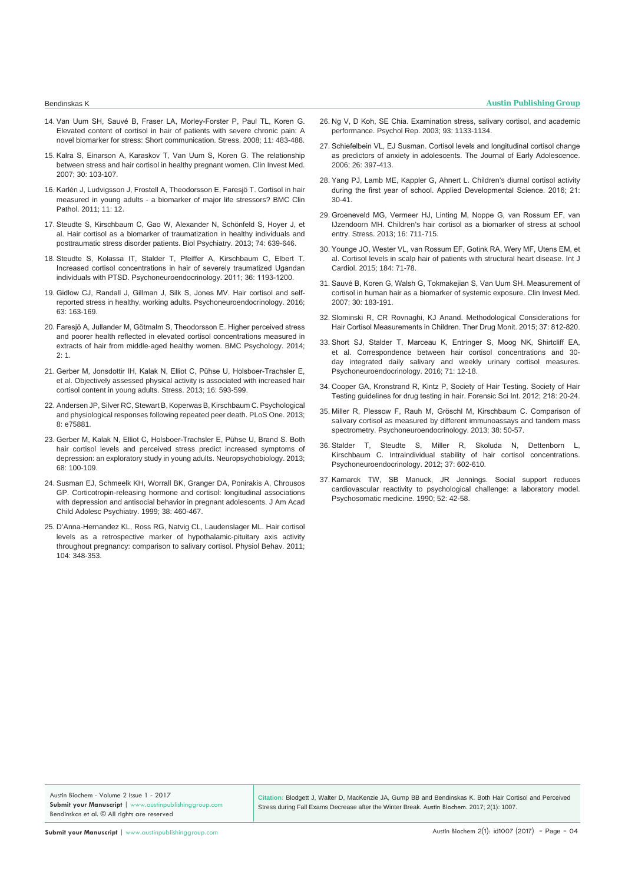14. Van Uum SH, Sauvé B, Fraser LA, Morley-Forster P, Paul TL, Koren G. Elevated content of cortisol in hair of patients with severe chronic pain: A novel biomarker for stress: Short communication. Stress. 2008; 11: 483-488.

15. Kalra S, Einarson A, Karaskov T, Van Uum S, Koren G. The relationship between stress and hair cortisol in healthy pregnant women. Clin Invest Med. 2007; 30: 103-107.

16. Karlén J, Ludvigsson J, Frostell A, Theodorsson E, Faresjö T. Cortisol in hair measured in young adults - a biomarker of major life stressors? BMC Clin Pathol. 2011; 11: 12.

17. Steudte S, Kirschbaum C, Gao W, Alexander N, Schönfeld S, Hoyer J, et al. Hair cortisol as a biomarker of traumatization in healthy individuals and posttraumatic stress disorder patients. Biol Psychiatry. 2013; 74: 639-646.

18. Steudte S, Kolassa IT, Stalder T, Pfeiffer A, Kirschbaum C, Elbert T. Increased cortisol concentrations in hair of severely traumatized Ugandan individuals with PTSD. Psychoneuroendocrinology. 2011; 36: 1193-1200.

19. Gidlow CJ, Randall J, Gillman J, Silk S, Jones MV. Hair cortisol and self-reported stress in healthy, working adults. Psychoneuroendocrinology. 2016; 63: 163-169.

20. Faresjö A, Jullander M, Götmalm S, Theodorsson E. Higher perceived stress and poorer health reflected in elevated cortisol concentrations measured in extracts of hair from middle-aged healthy women. BMC Psychology. 2014; 2: 1.

21. Gerber M, Jonsdottir IH, Kalak N, Elliot C, Pühse U, Holsboer-Trachsler E, et al. Objectively assessed physical activity is associated with increased hair cortisol content in young adults. Stress. 2013; 16: 593-599.

22. Andersen JP, Silver RC, Stewart B, Koperwas B, Kirschbaum C. Psychological and physiological responses following repeated peer death. PLoS One. 2013; 8: e75881.

23. Gerber M, Kalak N, Elliot C, Holsboer-Trachsler E, Pühse U, Brand S. Both hair cortisol levels and perceived stress predict increased symptoms of depression: an exploratory study in young adults. Neuropsychobiology. 2013; 68: 100-109.

24. Susman EJ, Schmeelk KH, Worrall BK, Granger DA, Ponirakis A, Chrousos GP. Corticotropin-releasing hormone and cortisol: longitudinal associations with depression and antisocial behavior in pregnant adolescents. J Am Acad Child Adolesc Psychiatry. 1999; 38: 460-467.

25. D'Anna-Hernandez KL, Ross RG, Natvig CL, Laudenslager ML. Hair cortisol levels as a retrospective marker of hypothalamic-pituitary axis activity throughout pregnancy: comparison to salivary cortisol. Physiol Behav. 2011; 104: 348-353.

26. Ng V, D Koh, SE Chia. Examination stress, salivary cortisol, and academic performance. Psychol Rep. 2003; 93: 1133-1134.

27. Schiefelbein VL, EJ Susman. Cortisol levels and longitudinal cortisol change as predictors of anxiety in adolescents. The Journal of Early Adolescence. 2006; 26: 397-413.

28. Yang PJ, Lamb ME, Kappler G, Ahnert L. Children's diurnal cortisol activity during the first year of school. Applied Developmental Science. 2016; 21: 30-41.

29. Groeneveld MG, Vermeer HJ, Linting M, Noppe G, van Rossum EF, van IJzendoorn MH. Children's hair cortisol as a biomarker of stress at school entry. Stress. 2013; 16: 711-715.

30. Younge JO, Wester VL, van Rossum EF, Gotink RA, Wery MF, Utens EM, et al. Cortisol levels in scalp hair of patients with structural heart disease. Int J Cardiol. 2015; 184: 71-78.

31. Sauvé B, Koren G, Walsh G, Tokmakejian S, Van Uum SH. Measurement of cortisol in human hair as a biomarker of systemic exposure. Clin Invest Med. 2007; 30: 183-191.

32. Slominski R, CR Rovnaghi, KJ Anand. Methodological Considerations for Hair Cortisol Measurements in Children. Ther Drug Monit. 2015; 37: 812-820.

33. Short SJ, Stalder T, Marceau K, Entringer S, Moog NK, Shirtcliff EA, et al. Correspondence between hair cortisol concentrations and 30-day integrated daily salivary and weekly urinary cortisol measures. Psychoneuroendocrinology. 2016; 71: 12-18.

34. Cooper GA, Kronstrand R, Kintz P, Society of Hair Testing. Society of Hair Testing guidelines for drug testing in hair. Forensic Sci Int. 2012; 218: 20-24.

35. Miller R, Plessow F, Rauh M, Gröschl M, Kirschbaum C. Comparison of salivary cortisol as measured by different immunoassays and tandem mass spectrometry. Psychoneuroendocrinology. 2013; 38: 50-57.

36. Stalder T, Steudte S, Miller R, Skoluda N, Dettenborn L, Kirschbaum C. Intraindividual stability of hair cortisol concentrations. Psychoneuroendocrinology. 2012; 37: 602-610.

37. Kamarck TW, SB Manuck, JR Jennings. Social support reduces cardiovascular reactivity to psychological challenge: a laboratory model. Psychosomatic medicine. 1990; 52: 42-58.

**Citation:** Blodgett J, Walter D, MacKenzie JA, Gump BB and Bendinskas K. Both Hair Cortisol and Perceived Stress during Fall Exams Decrease after the Winter Break. Austin Biochem. 2017; 2(1): 1007.